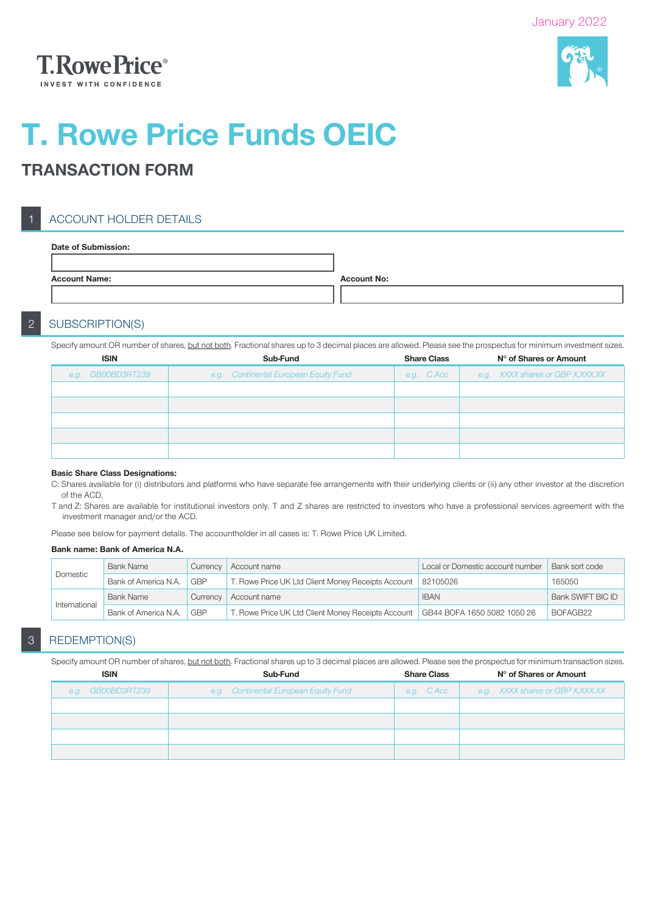January 2022

T.RowePrice®
INVEST WITH CONFIDENCE

# T. Rowe Price Funds OEIC

## TRANSACTION FORM

## 1 ACCOUNT HOLDER DETAILS

**Date of Submission:**

**Account Name:** | **Account No:**

## 2 SUBSCRIPTION(S)

Specify amount OR number of shares, but not both. Fractional shares up to 3 decimal places are allowed. Please see the prospectus for minimum investment sizes.

| ISIN | Sub-Fund | Share Class | N° of Shares or Amount |
|---|---|---|---|
| *e.g. GB00BD3RT239* | *e.g. Continental European Equity Fund* | *e.g. C Acc* | *e.g. XXXX shares or GBP X,XXX.XX* |
| | | | |
| | | | |
| | | | |
| | | | |
| | | | |

**Basic Share Class Designations:**

C: Shares available for (i) distributors and platforms who have separate fee arrangements with their underlying clients or (ii) any other investor at the discretion of the ACD.

T and Z: Shares are available for institutional investors only. T and Z shares are restricted to investors who have a professional services agreement with the investment manager and/or the ACD.

Please see below for payment details. The accountholder in all cases is: T. Rowe Price UK Limited.

**Bank name: Bank of America N.A.**

| | Bank Name | Currency | Account name | Local or Domestic account number | Bank sort code |
|---|---|---|---|---|---|
| Domestic | Bank of America N.A. | GBP | T. Rowe Price UK Ltd Client Money Receipts Account | 82105026 | 165050 |
| | Bank Name | Currency | Account name | IBAN | Bank SWIFT BIC ID |
| International | Bank of America N.A. | GBP | T. Rowe Price UK Ltd Client Money Receipts Account | GB44 BOFA 1650 5082 1050 26 | BOFAGB22 |

## 3 REDEMPTION(S)

Specify amount OR number of shares, but not both. Fractional shares up to 3 decimal places are allowed. Please see the prospectus for minimum transaction sizes.

| ISIN | Sub-Fund | Share Class | N° of Shares or Amount |
|---|---|---|---|
| *e.g. GB00BD3RT239* | *e.g. Continental European Equity Fund* | *e.g. C Acc* | *e.g. XXXX shares or GBP X,XXX.XX* |
| | | | |
| | | | |
| | | | |
| | | | |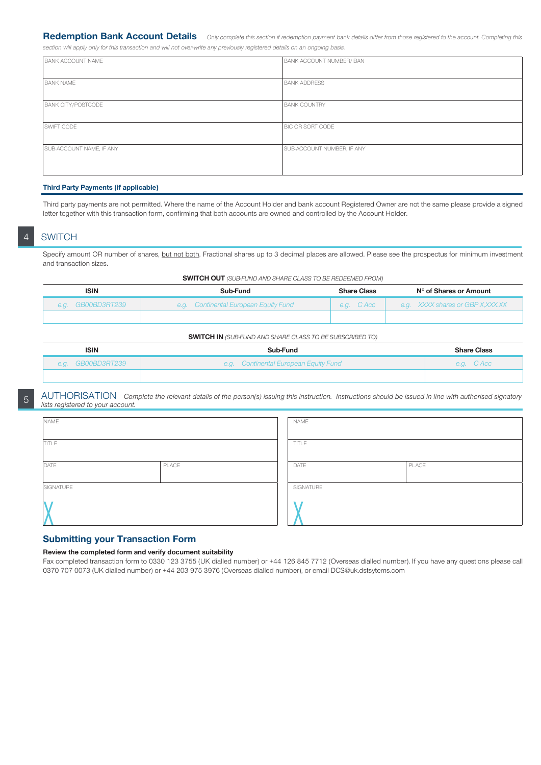## Redemption Bank Account Details

*Only complete this section if redemption payment bank details differ from those registered to the account. Completing this section will apply only for this transaction and will not over-write any previously registered details on an ongoing basis.*

| | |
|---|---|
| BANK ACCOUNT NAME | BANK ACCOUNT NUMBER/IBAN |
| BANK NAME | BANK ADDRESS |
| BANK CITY/POSTCODE | BANK COUNTRY |
| SWIFT CODE | BIC OR SORT CODE |
| SUB-ACCOUNT NAME, IF ANY | SUB-ACCOUNT NUMBER, IF ANY |

### Third Party Payments (if applicable)

Third party payments are not permitted. Where the name of the Account Holder and bank account Registered Owner are not the same please provide a signed letter together with this transaction form, confirming that both accounts are owned and controlled by the Account Holder.

## 4 SWITCH

Specify amount OR number of shares, but not both. Fractional shares up to 3 decimal places are allowed. Please see the prospectus for minimum investment and transaction sizes.

**SWITCH OUT** *(SUB-FUND AND SHARE CLASS TO BE REDEEMED FROM)*

| ISIN | Sub-Fund | Share Class | N° of Shares or Amount |
|---|---|---|---|
| *e.g. GB00BD3RT239* | *e.g. Continental European Equity Fund* | *e.g. C Acc* | *e.g. XXXX shares or GBP X,XXX.XX* |
| | | | |

**SWITCH IN** *(SUB-FUND AND SHARE CLASS TO BE SUBSCRIBED TO)*

| ISIN | Sub-Fund | Share Class |
|---|---|---|
| *e.g. GB00BD3RT239* | *e.g. Continental European Equity Fund* | *e.g. C Acc* |
| | | |

## 5 AUTHORISATION

*Complete the relevant details of the person(s) issuing this instruction. Instructions should be issued in line with authorised signatory lists registered to your account.*

| | | | |
|---|---|---|---|
| NAME | | NAME | |
| TITLE | | TITLE | |
| DATE | PLACE | DATE | PLACE |
| SIGNATURE X | | SIGNATURE X | |

## Submitting your Transaction Form

**Review the completed form and verify document suitability**

Fax completed transaction form to 0330 123 3755 (UK dialled number) or +44 126 845 7712 (Overseas dialled number). If you have any questions please call 0370 707 0073 (UK dialled number) or +44 203 975 3976 (Overseas dialled number), or email DCS@uk.dstsytems.com